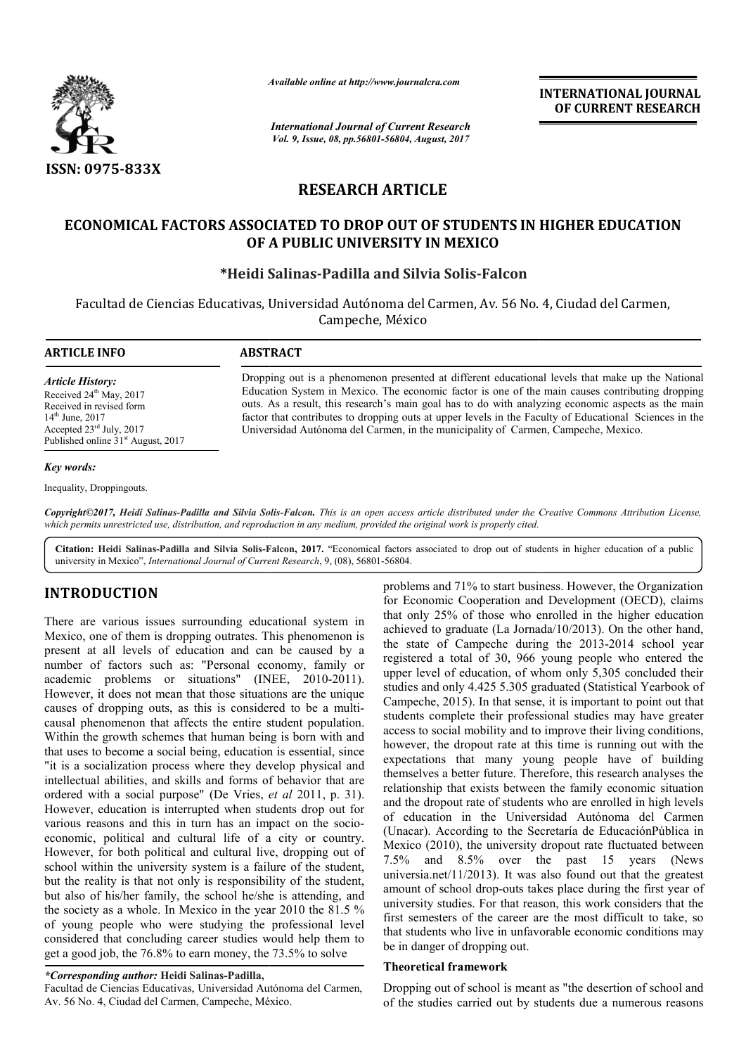*Available online at http://www.journalcra.com*

*International Journal of Current Research*
*Vol. 9, Issue, 08, pp.56801-56804, August, 2017*

**INTERNATIONAL JOURNAL OF CURRENT RESEARCH**

ISSN: 0975-833X

**RESEARCH ARTICLE**

# ECONOMICAL FACTORS ASSOCIATED TO DROP OUT OF STUDENTS IN HIGHER EDUCATION OF A PUBLIC UNIVERSITY IN MEXICO

**\*Heidi Salinas-Padilla and Silvia Solis-Falcon**

Facultad de Ciencias Educativas, Universidad Autónoma del Carmen, Av. 56 No. 4, Ciudad del Carmen, Campeche, México

**ARTICLE INFO**

*Article History:*
Received 24th May, 2017
Received in revised form 14th June, 2017
Accepted 23rd July, 2017
Published online 31st August, 2017

*Key words:*
Inequality, Droppingouts.

**ABSTRACT**

Dropping out is a phenomenon presented at different educational levels that make up the National Education System in Mexico. The economic factor is one of the main causes contributing dropping outs. As a result, this research's main goal has to do with analyzing economic aspects as the main factor that contributes to dropping outs at upper levels in the Faculty of Educational Sciences in the Universidad Autónoma del Carmen, in the municipality of Carmen, Campeche, Mexico.

*Copyright©2017, Heidi Salinas-Padilla and Silvia Solis-Falcon. This is an open access article distributed under the Creative Commons Attribution License, which permits unrestricted use, distribution, and reproduction in any medium, provided the original work is properly cited.*

**Citation: Heidi Salinas-Padilla and Silvia Solis-Falcon, 2017.** "Economical factors associated to drop out of students in higher education of a public university in Mexico", *International Journal of Current Research*, 9, (08), 56801-56804.

## INTRODUCTION

There are various issues surrounding educational system in Mexico, one of them is dropping outrates. This phenomenon is present at all levels of education and can be caused by a number of factors such as: "Personal economy, family or academic problems or situations" (INEE, 2010-2011). However, it does not mean that those situations are the unique causes of dropping outs, as this is considered to be a multi-causal phenomenon that affects the entire student population. Within the growth schemes that human being is born with and that uses to become a social being, education is essential, since "it is a socialization process where they develop physical and intellectual abilities, and skills and forms of behavior that are ordered with a social purpose" (De Vries, *et al* 2011, p. 31). However, education is interrupted when students drop out for various reasons and this in turn has an impact on the socio-economic, political and cultural life of a city or country. However, for both political and cultural live, dropping out of school within the university system is a failure of the student, but the reality is that not only is responsibility of the student, but also of his/her family, the school he/she is attending, and the society as a whole. In Mexico in the year 2010 the 81.5 % of young people who were studying the professional level considered that concluding career studies would help them to get a good job, the 76.8% to earn money, the 73.5% to solve problems and 71% to start business. However, the Organization for Economic Cooperation and Development (OECD), claims that only 25% of those who enrolled in the higher education achieved to graduate (La Jornada/10/2013). On the other hand, the state of Campeche during the 2013-2014 school year registered a total of 30, 966 young people who entered the upper level of education, of whom only 5,305 concluded their studies and only 4.425 5.305 graduated (Statistical Yearbook of Campeche, 2015). In that sense, it is important to point out that students complete their professional studies may have greater access to social mobility and to improve their living conditions, however, the dropout rate at this time is running out with the expectations that many young people have of building themselves a better future. Therefore, this research analyses the relationship that exists between the family economic situation and the dropout rate of students who are enrolled in high levels of education in the Universidad Autónoma del Carmen (Unacar). According to the Secretaría de EducaciónPública in Mexico (2010), the university dropout rate fluctuated between 7.5% and 8.5% over the past 15 years (News universia.net/11/2013). It was also found out that the greatest amount of school drop-outs takes place during the first year of university studies. For that reason, this work considers that the first semesters of the career are the most difficult to take, so that students who live in unfavorable economic conditions may be in danger of dropping out.

### Theoretical framework

Dropping out of school is meant as "the desertion of school and of the studies carried out by students due a numerous reasons

*\*Corresponding author:* **Heidi Salinas-Padilla,**
Facultad de Ciencias Educativas, Universidad Autónoma del Carmen, Av. 56 No. 4, Ciudad del Carmen, Campeche, México.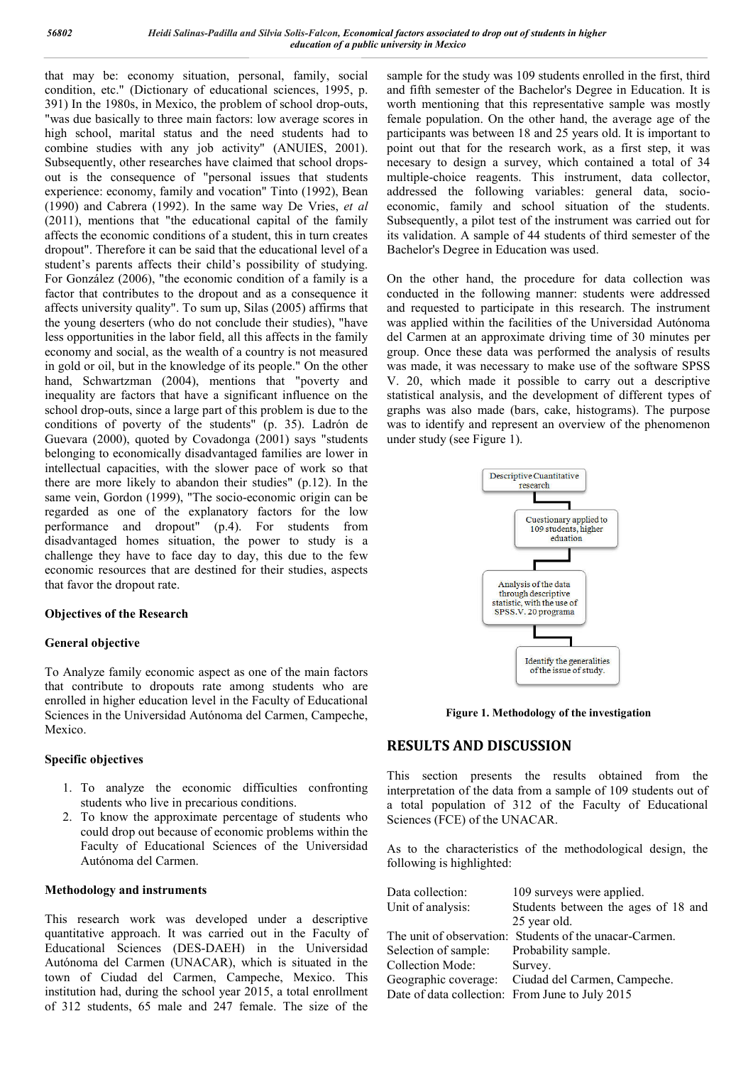that may be: economy situation, personal, family, social condition, etc." (Dictionary of educational sciences, 1995, p. 391) In the 1980s, in Mexico, the problem of school drop-outs, "was due basically to three main factors: low average scores in high school, marital status and the need students had to combine studies with any job activity" (ANUIES, 2001). Subsequently, other researches have claimed that school drops-out is the consequence of "personal issues that students experience: economy, family and vocation" Tinto (1992), Bean (1990) and Cabrera (1992). In the same way De Vries, *et al* (2011), mentions that "the educational capital of the family affects the economic conditions of a student, this in turn creates dropout". Therefore it can be said that the educational level of a student's parents affects their child's possibility of studying. For González (2006), "the economic condition of a family is a factor that contributes to the dropout and as a consequence it affects university quality". To sum up, Silas (2005) affirms that the young deserters (who do not conclude their studies), "have less opportunities in the labor field, all this affects in the family economy and social, as the wealth of a country is not measured in gold or oil, but in the knowledge of its people." On the other hand, Schwartzman (2004), mentions that "poverty and inequality are factors that have a significant influence on the school drop-outs, since a large part of this problem is due to the conditions of poverty of the students" (p. 35). Ladrón de Guevara (2000), quoted by Covadonga (2001) says "students belonging to economically disadvantaged families are lower in intellectual capacities, with the slower pace of work so that there are more likely to abandon their studies" (p.12). In the same vein, Gordon (1999), "The socio-economic origin can be regarded as one of the explanatory factors for the low performance and dropout" (p.4). For students from disadvantaged homes situation, the power to study is a challenge they have to face day to day, this due to the few economic resources that are destined for their studies, aspects that favor the dropout rate.

**Objectives of the Research**

**General objective**

To Analyze family economic aspect as one of the main factors that contribute to dropouts rate among students who are enrolled in higher education level in the Faculty of Educational Sciences in the Universidad Autónoma del Carmen, Campeche, Mexico.

**Specific objectives**

1. To analyze the economic difficulties confronting students who live in precarious conditions.
2. To know the approximate percentage of students who could drop out because of economic problems within the Faculty of Educational Sciences of the Universidad Autónoma del Carmen.

**Methodology and instruments**

This research work was developed under a descriptive quantitative approach. It was carried out in the Faculty of Educational Sciences (DES-DAEH) in the Universidad Autónoma del Carmen (UNACAR), which is situated in the town of Ciudad del Carmen, Campeche, Mexico. This institution had, during the school year 2015, a total enrollment of 312 students, 65 male and 247 female. The size of the sample for the study was 109 students enrolled in the first, third and fifth semester of the Bachelor's Degree in Education. It is worth mentioning that this representative sample was mostly female population. On the other hand, the average age of the participants was between 18 and 25 years old. It is important to point out that for the research work, as a first step, it was necesary to design a survey, which contained a total of 34 multiple-choice reagents. This instrument, data collector, addressed the following variables: general data, socio-economic, family and school situation of the students. Subsequently, a pilot test of the instrument was carried out for its validation. A sample of 44 students of third semester of the Bachelor's Degree in Education was used.

On the other hand, the procedure for data collection was conducted in the following manner: students were addressed and requested to participate in this research. The instrument was applied within the facilities of the Universidad Autónoma del Carmen at an approximate driving time of 30 minutes per group. Once these data was performed the analysis of results was made, it was necessary to make use of the software SPSS V. 20, which made it possible to carry out a descriptive statistical analysis, and the development of different types of graphs was also made (bars, cake, histograms). The purpose was to identify and represent an overview of the phenomenon under study (see Figure 1).

Descriptive Cuantitative research → Cuestionary applied to 109 students, higher eduation → Analysis of the data through descriptive statistic, with the use of SPSS.V. 20 programa → Identify the generalities of the issue of study.

**Figure 1. Methodology of the investigation**

## RESULTS AND DISCUSSION

This section presents the results obtained from the interpretation of the data from a sample of 109 students out of a total population of 312 of the Faculty of Educational Sciences (FCE) of the UNACAR.

As to the characteristics of the methodological design, the following is highlighted:

| | |
|---|---|
| Data collection: | 109 surveys were applied. |
| Unit of analysis: | Students between the ages of 18 and 25 year old. |
| The unit of observation: | Students of the unacar-Carmen. |
| Selection of sample: | Probability sample. |
| Collection Mode: | Survey. |
| Geographic coverage: | Ciudad del Carmen, Campeche. |
| Date of data collection: | From June to July 2015 |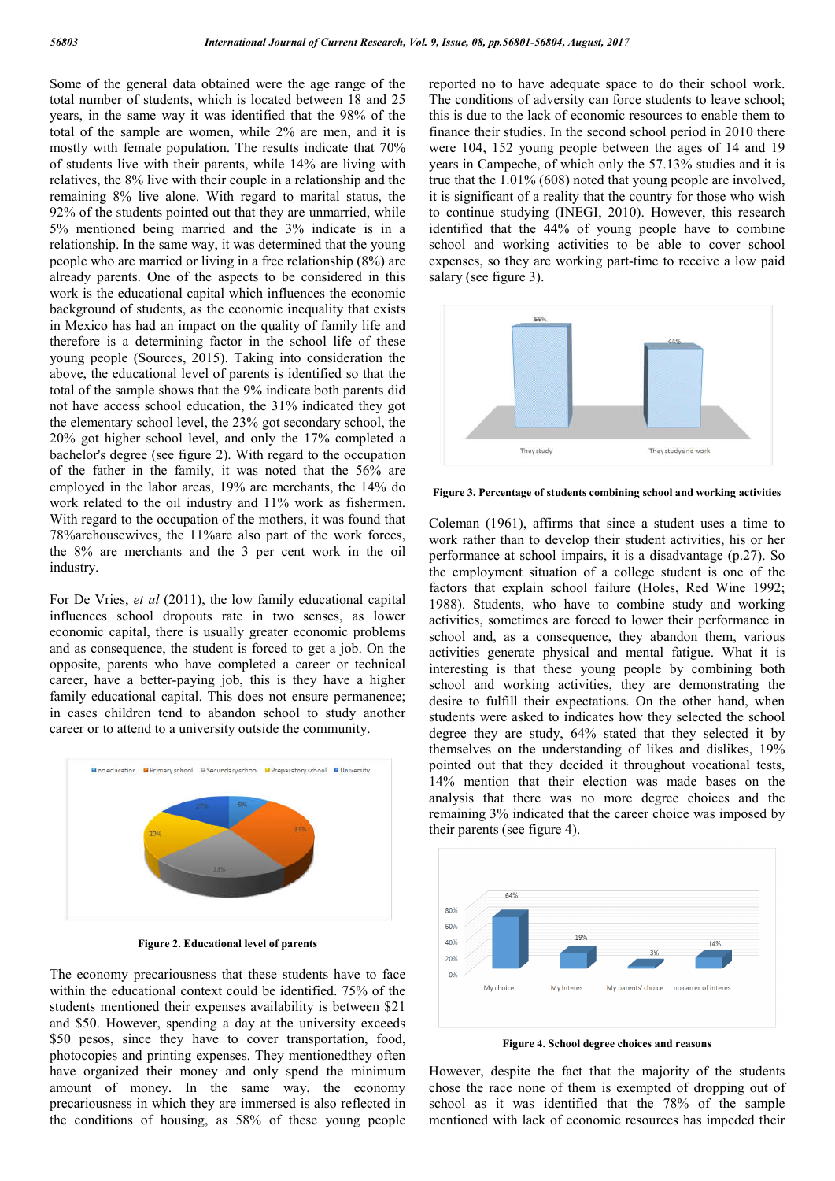Some of the general data obtained were the age range of the total number of students, which is located between 18 and 25 years, in the same way it was identified that the 98% of the total of the sample are women, while 2% are men, and it is mostly with female population. The results indicate that 70% of students live with their parents, while 14% are living with relatives, the 8% live with their couple in a relationship and the remaining 8% live alone. With regard to marital status, the 92% of the students pointed out that they are unmarried, while 5% mentioned being married and the 3% indicate is in a relationship. In the same way, it was determined that the young people who are married or living in a free relationship (8%) are already parents. One of the aspects to be considered in this work is the educational capital which influences the economic background of students, as the economic inequality that exists in Mexico has had an impact on the quality of family life and therefore is a determining factor in the school life of these young people (Sources, 2015). Taking into consideration the above, the educational level of parents is identified so that the total of the sample shows that the 9% indicate both parents did not have access school education, the 31% indicated they got the elementary school level, the 23% got secondary school, the 20% got higher school level, and only the 17% completed a bachelor's degree (see figure 2). With regard to the occupation of the father in the family, it was noted that the 56% are employed in the labor areas, 19% are merchants, the 14% do work related to the oil industry and 11% work as fishermen. With regard to the occupation of the mothers, it was found that 78%arehousewives, the 11%are also part of the work forces, the 8% are merchants and the 3 per cent work in the oil industry.

For De Vries, *et al* (2011), the low family educational capital influences school dropouts rate in two senses, as lower economic capital, there is usually greater economic problems and as consequence, the student is forced to get a job. On the opposite, parents who have completed a career or technical career, have a better-paying job, this is they have a higher family educational capital. This does not ensure permanence; in cases children tend to abandon school to study another career or to attend to a university outside the community.

**Figure 2. Educational level of parents**

The economy precariousness that these students have to face within the educational context could be identified. 75% of the students mentioned their expenses availability is between \$21 and \$50. However, spending a day at the university exceeds \$50 pesos, since they have to cover transportation, food, photocopies and printing expenses. They mentionedthey often have organized their money and only spend the minimum amount of money. In the same way, the economy precariousness in which they are immersed is also reflected in the conditions of housing, as 58% of these young people reported no to have adequate space to do their school work. The conditions of adversity can force students to leave school; this is due to the lack of economic resources to enable them to finance their studies. In the second school period in 2010 there were 104, 152 young people between the ages of 14 and 19 years in Campeche, of which only the 57.13% studies and it is true that the 1.01% (608) noted that young people are involved, it is significant of a reality that the country for those who wish to continue studying (INEGI, 2010). However, this research identified that the 44% of young people have to combine school and working activities to be able to cover school expenses, so they are working part-time to receive a low paid salary (see figure 3).

**Figure 3. Percentage of students combining school and working activities**

Coleman (1961), affirms that since a student uses a time to work rather than to develop their student activities, his or her performance at school impairs, it is a disadvantage (p.27). So the employment situation of a college student is one of the factors that explain school failure (Holes, Red Wine 1992; 1988). Students, who have to combine study and working activities, sometimes are forced to lower their performance in school and, as a consequence, they abandon them, various activities generate physical and mental fatigue. What it is interesting is that these young people by combining both school and working activities, they are demonstrating the desire to fulfill their expectations. On the other hand, when students were asked to indicates how they selected the school degree they are study, 64% stated that they selected it by themselves on the understanding of likes and dislikes, 19% pointed out that they decided it throughout vocational tests, 14% mention that their election was made bases on the analysis that there was no more degree choices and the remaining 3% indicated that the career choice was imposed by their parents (see figure 4).

**Figure 4. School degree choices and reasons**

However, despite the fact that the majority of the students chose the race none of them is exempted of dropping out of school as it was identified that the 78% of the sample mentioned with lack of economic resources has impeded their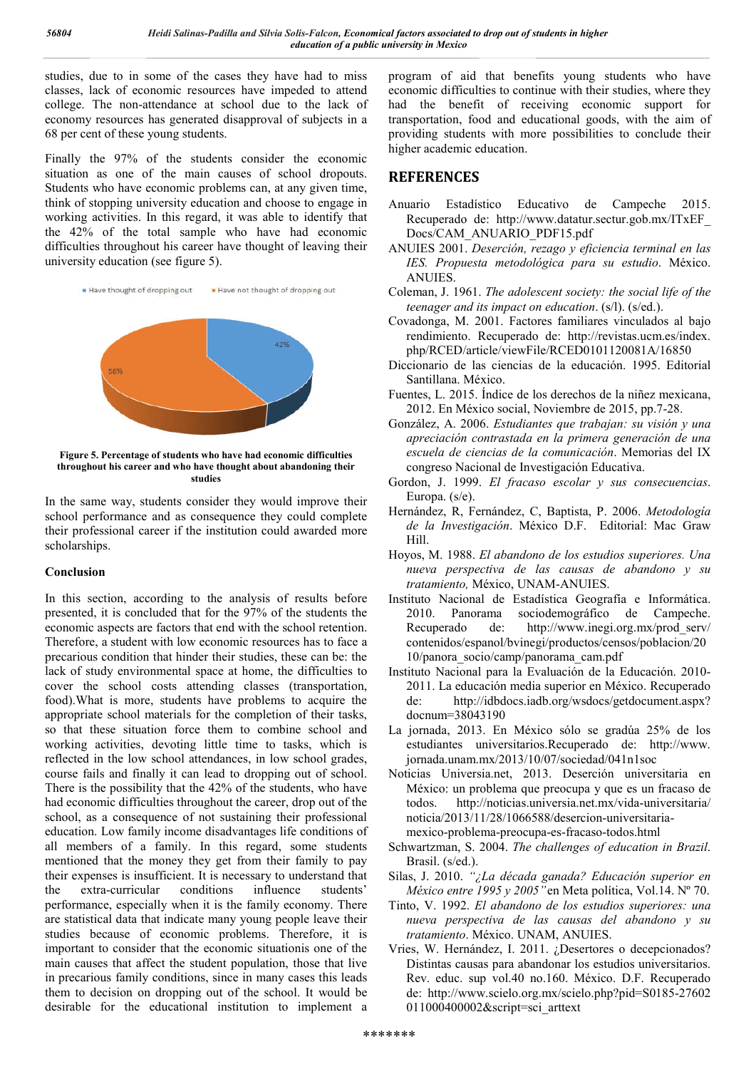studies, due to in some of the cases they have had to miss classes, lack of economic resources have impeded to attend college. The non-attendance at school due to the lack of economy resources has generated disapproval of subjects in a 68 per cent of these young students.

Finally the 97% of the students consider the economic situation as one of the main causes of school dropouts. Students who have economic problems can, at any given time, think of stopping university education and choose to engage in working activities. In this regard, it was able to identify that the 42% of the total sample who have had economic difficulties throughout his career have thought of leaving their university education (see figure 5).

Have thought of dropping out
Have not thought of dropping out
42%
58%

**Figure 5. Percentage of students who have had economic difficulties throughout his career and who have thought about abandoning their studies**

In the same way, students consider they would improve their school performance and as consequence they could complete their professional career if the institution could awarded more scholarships.

### Conclusion

In this section, according to the analysis of results before presented, it is concluded that for the 97% of the students the economic aspects are factors that end with the school retention. Therefore, a student with low economic resources has to face a precarious condition that hinder their studies, these can be: the lack of study environmental space at home, the difficulties to cover the school costs attending classes (transportation, food).What is more, students have problems to acquire the appropriate school materials for the completion of their tasks, so that these situation force them to combine school and working activities, devoting little time to tasks, which is reflected in the low school attendances, in low school grades, course fails and finally it can lead to dropping out of school. There is the possibility that the 42% of the students, who have had economic difficulties throughout the career, drop out of the school, as a consequence of not sustaining their professional education. Low family income disadvantages life conditions of all members of a family. In this regard, some students mentioned that the money they get from their family to pay their expenses is insufficient. It is necessary to understand that the extra-curricular conditions influence students' performance, especially when it is the family economy. There are statistical data that indicate many young people leave their studies because of economic problems. Therefore, it is important to consider that the economic situationis one of the main causes that affect the student population, those that live in precarious family conditions, since in many cases this leads them to decision on dropping out of the school. It would be desirable for the educational institution to implement a program of aid that benefits young students who have economic difficulties to continue with their studies, where they had the benefit of receiving economic support for transportation, food and educational goods, with the aim of providing students with more possibilities to conclude their higher academic education.

## REFERENCES

Anuario Estadístico Educativo de Campeche 2015. Recuperado de: http://www.datatur.sectur.gob.mx/ITxEF_Docs/CAM_ANUARIO_PDF15.pdf

ANUIES 2001. *Deserción, rezago y eficiencia terminal en las IES. Propuesta metodológica para su estudio*. México. ANUIES.

Coleman, J. 1961. *The adolescent society: the social life of the teenager and its impact on education*. (s/l). (s/ed.).

Covadonga, M. 2001. Factores familiares vinculados al bajo rendimiento. Recuperado de: http://revistas.ucm.es/index.php/RCED/article/viewFile/RCED0101120081A/16850

Diccionario de las ciencias de la educación. 1995. Editorial Santillana. México.

Fuentes, L. 2015. Índice de los derechos de la niñez mexicana, 2012. En México social, Noviembre de 2015, pp.7-28.

González, A. 2006. *Estudiantes que trabajan: su visión y una apreciación contrastada en la primera generación de una escuela de ciencias de la comunicación*. Memorias del IX congreso Nacional de Investigación Educativa.

Gordon, J. 1999. *El fracaso escolar y sus consecuencias*. Europa. (s/e).

Hernández, R, Fernández, C, Baptista, P. 2006. *Metodología de la Investigación*. México D.F. Editorial: Mac Graw Hill.

Hoyos, M. 1988. *El abandono de los estudios superiores. Una nueva perspectiva de las causas de abandono y su tratamiento,* México, UNAM-ANUIES.

Instituto Nacional de Estadística Geografía e Informática. 2010. Panorama sociodemográfico de Campeche. Recuperado de: http://www.inegi.org.mx/prod_serv/contenidos/espanol/bvinegi/productos/censos/poblacion/2010/panora_socio/camp/panorama_cam.pdf

Instituto Nacional para la Evaluación de la Educación. 2010-2011. La educación media superior en México. Recuperado de: http://idbdocs.iadb.org/wsdocs/getdocument.aspx?docnum=38043190

La jornada, 2013. En México sólo se gradúa 25% de los estudiantes universitarios.Recuperado de: http://www.jornada.unam.mx/2013/10/07/sociedad/041n1soc

Noticias Universia.net, 2013. Deserción universitaria en México: un problema que preocupa y que es un fracaso de todos. http://noticias.universia.net.mx/vida-universitaria/noticia/2013/11/28/1066588/desercion-universitaria-mexico-problema-preocupa-es-fracaso-todos.html

Schwartzman, S. 2004. *The challenges of education in Brazil*. Brasil. (s/ed.).

Silas, J. 2010. *"¿La década ganada? Educación superior en México entre 1995 y 2005"* en Meta política, Vol.14. Nº 70.

Tinto, V. 1992. *El abandono de los estudios superiores: una nueva perspectiva de las causas del abandono y su tratamiento*. México. UNAM, ANUIES.

Vries, W. Hernández, I. 2011. ¿Desertores o decepcionados? Distintas causas para abandonar los estudios universitarios. Rev. educ. sup vol.40 no.160. México. D.F. Recuperado de: http://www.scielo.org.mx/scielo.php?pid=S0185-27602011000400002&script=sci_arttext

\*\*\*\*\*\*\*